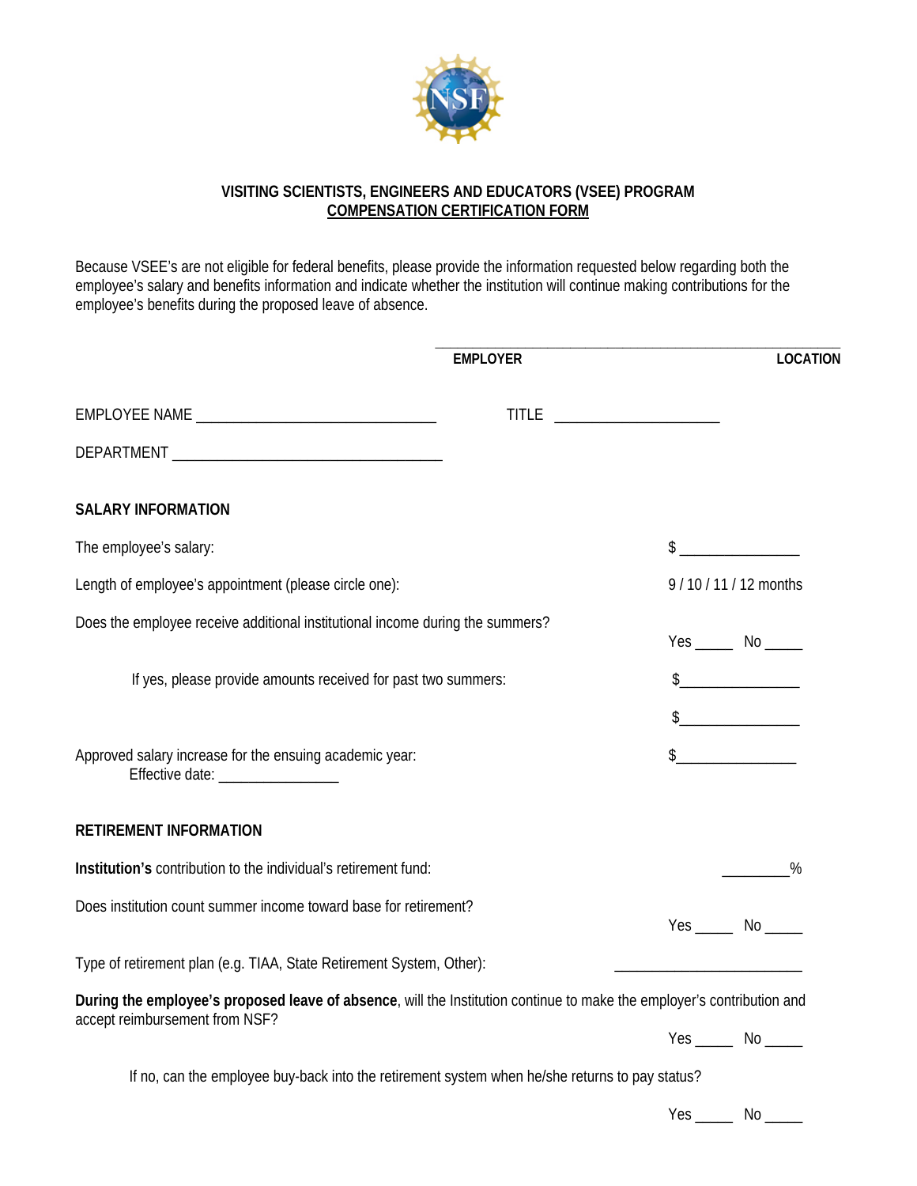## VISITING SCIENTISTS, ENGINEERS AND EDUCATORS (VSEE) PROGRAM

## COMPENSATION CERTIFICATION FORM

Because VSEE's are not eligible for federal benefits, please provide the information requested below regarding both the employee's salary and benefits information and indicate whether the institution will continue making contributions for the employee's benefits during the proposed leave of absence.

______________________________________________________________

**EMPLOYER** **LOCATION**

EMPLOYEE NAME ______________________________ TITLE ____________________

DEPARTMENT __________________________________

### SALARY INFORMATION

The employee's salary: $ _______________

Length of employee's appointment (please circle one): 9 / 10 / 11 / 12 months

Does the employee receive additional institutional income during the summers? Yes _____ No _____

If yes, please provide amounts received for past two summers: $_______________

$_______________

Approved salary increase for the ensuing academic year: $_______________

Effective date: _______________

### RETIREMENT INFORMATION

**Institution's** contribution to the individual's retirement fund: _________%

Does institution count summer income toward base for retirement? Yes _____ No _____

Type of retirement plan (e.g. TIAA, State Retirement System, Other): ______________________

**During the employee's proposed leave of absence**, will the Institution continue to make the employer's contribution and accept reimbursement from NSF? Yes _____ No _____

If no, can the employee buy-back into the retirement system when he/she returns to pay status? Yes _____ No _____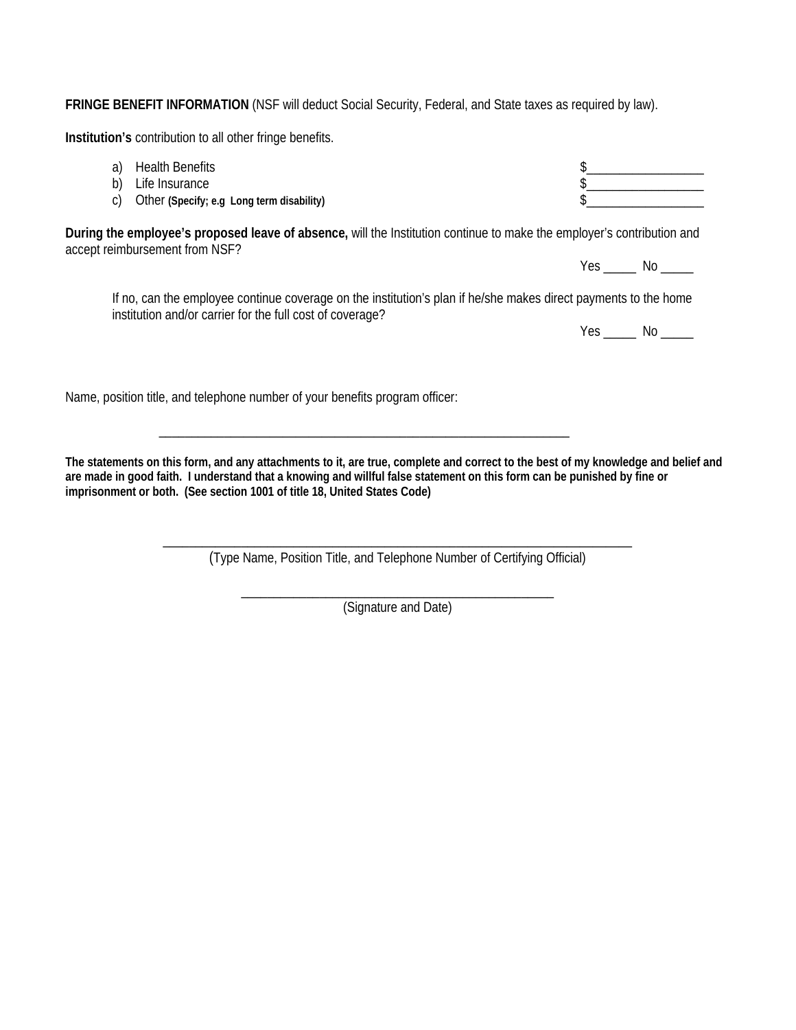**FRINGE BENEFIT INFORMATION** (NSF will deduct Social Security, Federal, and State taxes as required by law).

**Institution's** contribution to all other fringe benefits.

a) Health Benefits $__________________
b) Life Insurance $__________________
c) Other **(Specify; e.g Long term disability)** $__________________

**During the employee's proposed leave of absence,** will the Institution continue to make the employer's contribution and accept reimbursement from NSF?

Yes _____ No _____

If no, can the employee continue coverage on the institution's plan if he/she makes direct payments to the home institution and/or carrier for the full cost of coverage?

Yes _____ No _____

Name, position title, and telephone number of your benefits program officer:

_______________________________________________________________

**The statements on this form, and any attachments to it, are true, complete and correct to the best of my knowledge and belief and are made in good faith. I understand that a knowing and willful false statement on this form can be punished by fine or imprisonment or both. (See section 1001 of title 18, United States Code)**

_______________________________________________________________________
(Type Name, Position Title, and Telephone Number of Certifying Official)

________________________________________________
(Signature and Date)